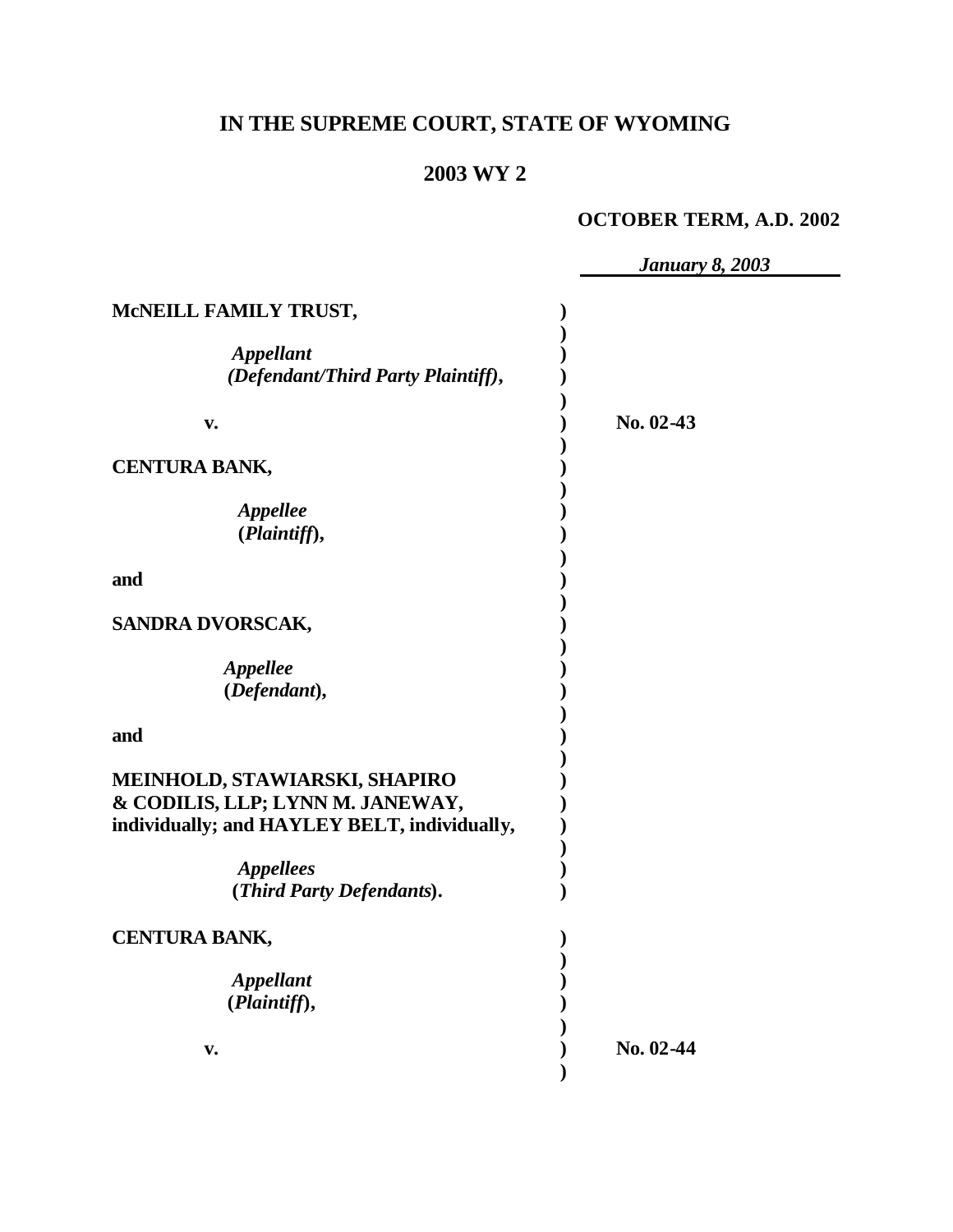# IN THE SUPREME COURT, STATE OF WYOMING

## 2003 WY 2

**OCTOBER TERM, A.D. 2002**

***January 8, 2003***

**McNEILL FAMILY TRUST,**

***Appellant***
***(Defendant/Third Party Plaintiff),***

**v.** **No. 02-43**

**CENTURA BANK,**

***Appellee***
**(*Plaintiff*),**

**and**

**SANDRA DVORSCAK,**

***Appellee***
**(*Defendant*),**

**and**

**MEINHOLD, STAWIARSKI, SHAPIRO & CODILIS, LLP; LYNN M. JANEWAY, individually; and HAYLEY BELT, individually,**

***Appellees***
**(*Third Party Defendants*).**

**CENTURA BANK,**

***Appellant***
**(*Plaintiff*),**

**v.** **No. 02-44**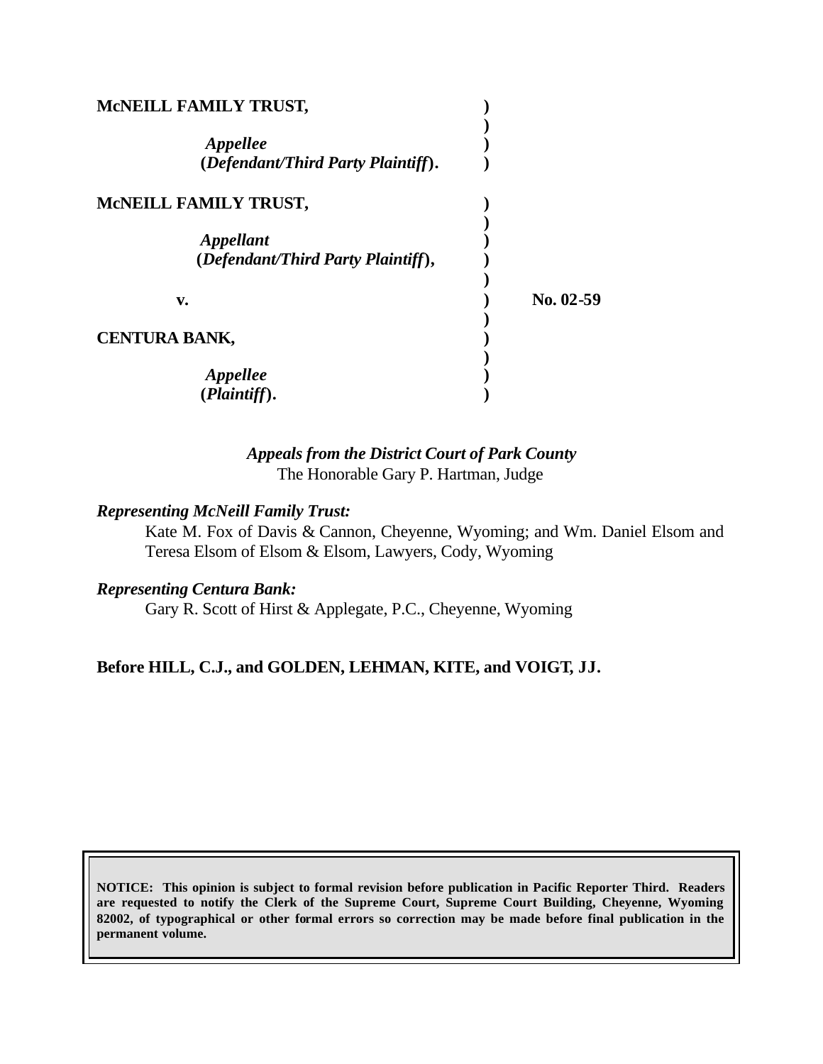**McNEILL FAMILY TRUST,**

*Appellee*
**(*Defendant/Third Party Plaintiff*).**

**McNEILL FAMILY TRUST,**

*Appellant*
**(*Defendant/Third Party Plaintiff*),**

**v.** **No. 02-59**

**CENTURA BANK,**

*Appellee*
**(*Plaintiff*).**

***Appeals from the District Court of Park County***
The Honorable Gary P. Hartman, Judge

***Representing McNeill Family Trust:***

Kate M. Fox of Davis & Cannon, Cheyenne, Wyoming; and Wm. Daniel Elsom and Teresa Elsom of Elsom & Elsom, Lawyers, Cody, Wyoming

***Representing Centura Bank:***

Gary R. Scott of Hirst & Applegate, P.C., Cheyenne, Wyoming

**Before HILL, C.J., and GOLDEN, LEHMAN, KITE, and VOIGT, JJ.**

**NOTICE: This opinion is subject to formal revision before publication in Pacific Reporter Third. Readers are requested to notify the Clerk of the Supreme Court, Supreme Court Building, Cheyenne, Wyoming 82002, of typographical or other formal errors so correction may be made before final publication in the permanent volume.**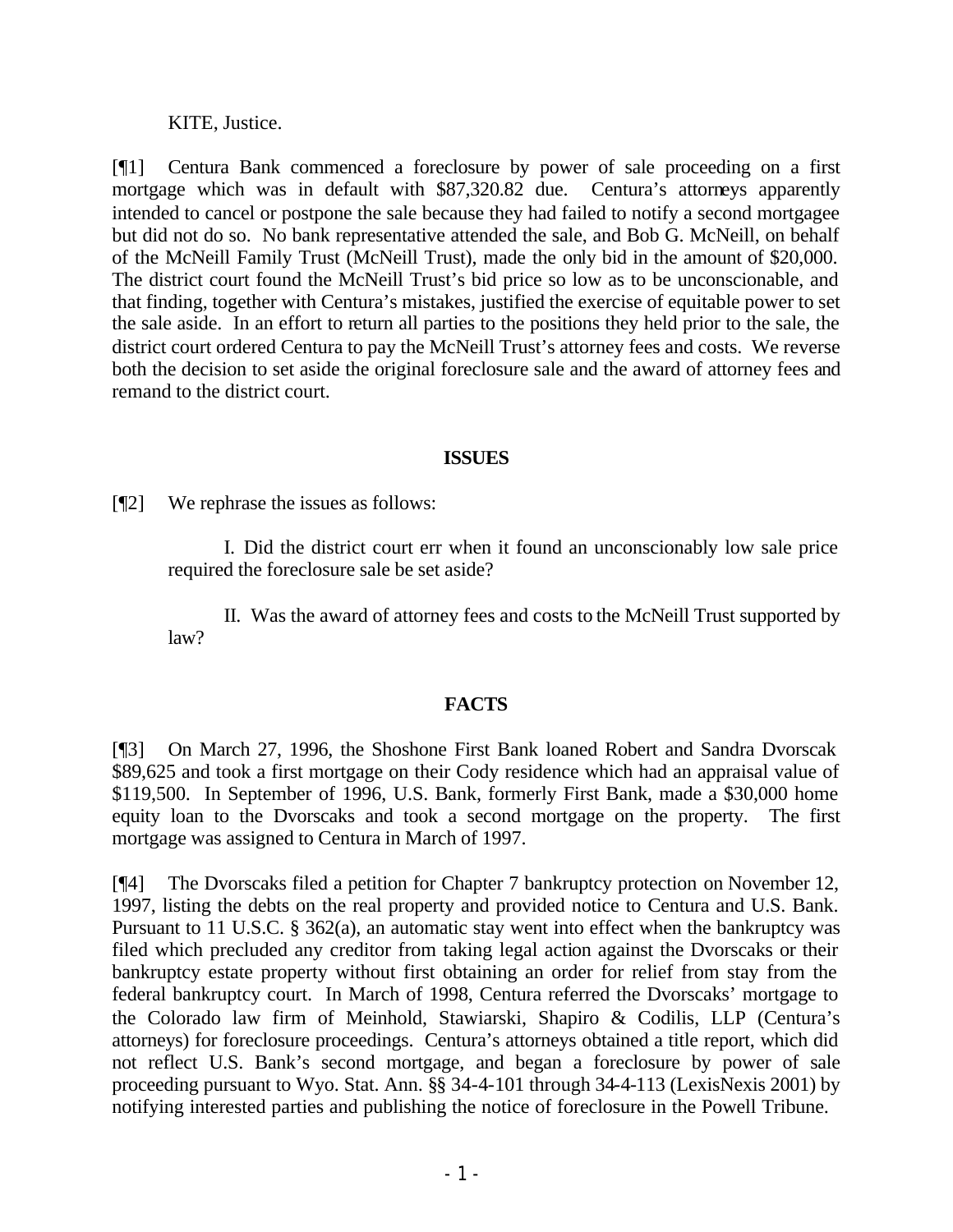KITE, Justice.

[¶1] Centura Bank commenced a foreclosure by power of sale proceeding on a first mortgage which was in default with $87,320.82 due. Centura's attorneys apparently intended to cancel or postpone the sale because they had failed to notify a second mortgagee but did not do so. No bank representative attended the sale, and Bob G. McNeill, on behalf of the McNeill Family Trust (McNeill Trust), made the only bid in the amount of $20,000. The district court found the McNeill Trust's bid price so low as to be unconscionable, and that finding, together with Centura's mistakes, justified the exercise of equitable power to set the sale aside. In an effort to return all parties to the positions they held prior to the sale, the district court ordered Centura to pay the McNeill Trust's attorney fees and costs. We reverse both the decision to set aside the original foreclosure sale and the award of attorney fees and remand to the district court.

## ISSUES

[¶2] We rephrase the issues as follows:

> I. Did the district court err when it found an unconscionably low sale price required the foreclosure sale be set aside?
>
> II. Was the award of attorney fees and costs to the McNeill Trust supported by law?

## FACTS

[¶3] On March 27, 1996, the Shoshone First Bank loaned Robert and Sandra Dvorscak $89,625 and took a first mortgage on their Cody residence which had an appraisal value of $119,500. In September of 1996, U.S. Bank, formerly First Bank, made a $30,000 home equity loan to the Dvorscaks and took a second mortgage on the property. The first mortgage was assigned to Centura in March of 1997.

[¶4] The Dvorscaks filed a petition for Chapter 7 bankruptcy protection on November 12, 1997, listing the debts on the real property and provided notice to Centura and U.S. Bank. Pursuant to 11 U.S.C. § 362(a), an automatic stay went into effect when the bankruptcy was filed which precluded any creditor from taking legal action against the Dvorscaks or their bankruptcy estate property without first obtaining an order for relief from stay from the federal bankruptcy court. In March of 1998, Centura referred the Dvorscaks' mortgage to the Colorado law firm of Meinhold, Stawiarski, Shapiro & Codilis, LLP (Centura's attorneys) for foreclosure proceedings. Centura's attorneys obtained a title report, which did not reflect U.S. Bank's second mortgage, and began a foreclosure by power of sale proceeding pursuant to Wyo. Stat. Ann. §§ 34-4-101 through 34-4-113 (LexisNexis 2001) by notifying interested parties and publishing the notice of foreclosure in the Powell Tribune.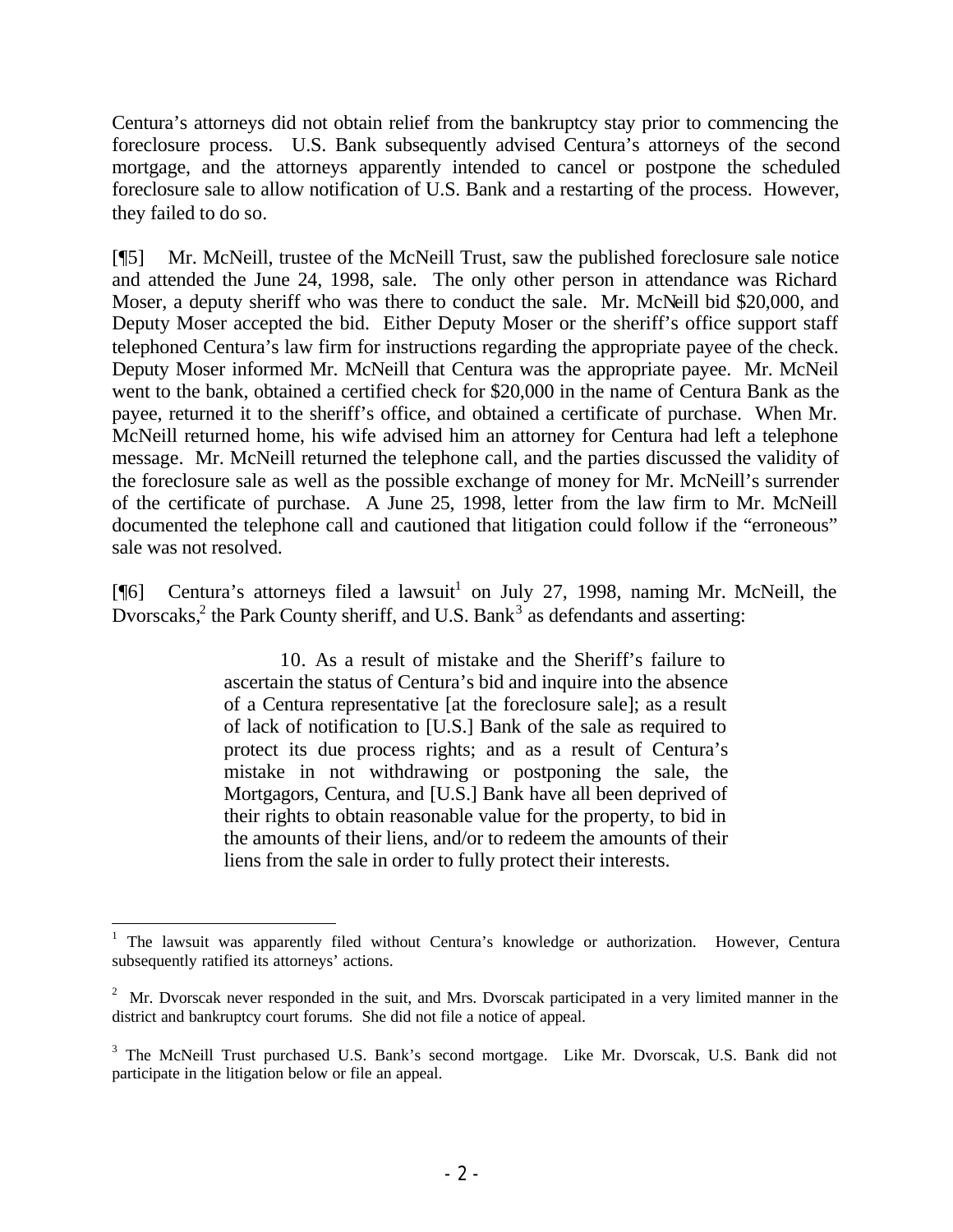Centura's attorneys did not obtain relief from the bankruptcy stay prior to commencing the foreclosure process. U.S. Bank subsequently advised Centura's attorneys of the second mortgage, and the attorneys apparently intended to cancel or postpone the scheduled foreclosure sale to allow notification of U.S. Bank and a restarting of the process. However, they failed to do so.

[¶5] Mr. McNeill, trustee of the McNeill Trust, saw the published foreclosure sale notice and attended the June 24, 1998, sale. The only other person in attendance was Richard Moser, a deputy sheriff who was there to conduct the sale. Mr. McNeill bid $20,000, and Deputy Moser accepted the bid. Either Deputy Moser or the sheriff's office support staff telephoned Centura's law firm for instructions regarding the appropriate payee of the check. Deputy Moser informed Mr. McNeill that Centura was the appropriate payee. Mr. McNeil went to the bank, obtained a certified check for $20,000 in the name of Centura Bank as the payee, returned it to the sheriff's office, and obtained a certificate of purchase. When Mr. McNeill returned home, his wife advised him an attorney for Centura had left a telephone message. Mr. McNeill returned the telephone call, and the parties discussed the validity of the foreclosure sale as well as the possible exchange of money for Mr. McNeill's surrender of the certificate of purchase. A June 25, 1998, letter from the law firm to Mr. McNeill documented the telephone call and cautioned that litigation could follow if the "erroneous" sale was not resolved.

[¶6] Centura's attorneys filed a lawsuit[1] on July 27, 1998, naming Mr. McNeill, the Dvorscaks,[2] the Park County sheriff, and U.S. Bank[3] as defendants and asserting:

> 10. As a result of mistake and the Sheriff's failure to ascertain the status of Centura's bid and inquire into the absence of a Centura representative [at the foreclosure sale]; as a result of lack of notification to [U.S.] Bank of the sale as required to protect its due process rights; and as a result of Centura's mistake in not withdrawing or postponing the sale, the Mortgagors, Centura, and [U.S.] Bank have all been deprived of their rights to obtain reasonable value for the property, to bid in the amounts of their liens, and/or to redeem the amounts of their liens from the sale in order to fully protect their interests.

---

[1] The lawsuit was apparently filed without Centura's knowledge or authorization. However, Centura subsequently ratified its attorneys' actions.

[2] Mr. Dvorscak never responded in the suit, and Mrs. Dvorscak participated in a very limited manner in the district and bankruptcy court forums. She did not file a notice of appeal.

[3] The McNeill Trust purchased U.S. Bank's second mortgage. Like Mr. Dvorscak, U.S. Bank did not participate in the litigation below or file an appeal.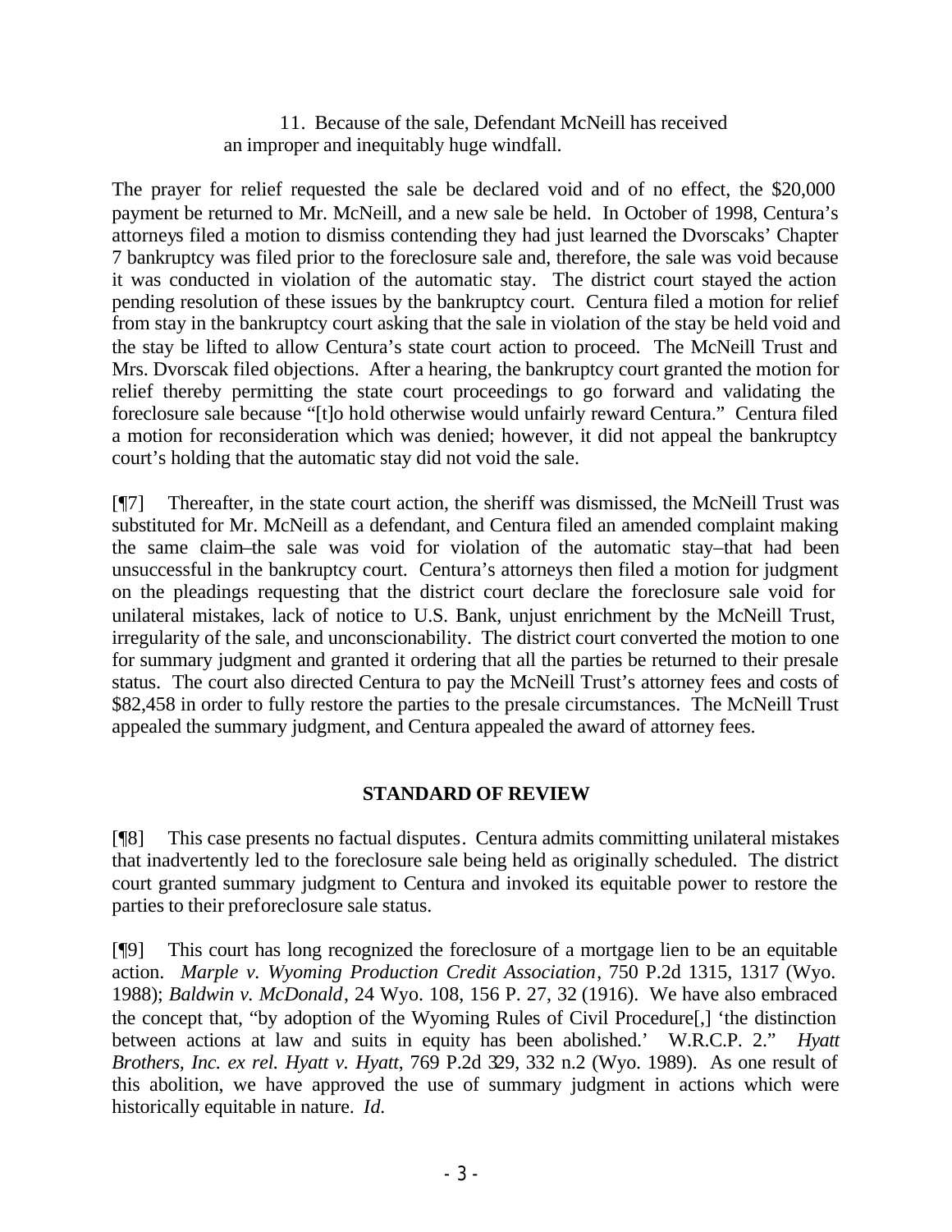> 11. Because of the sale, Defendant McNeill has received an improper and inequitably huge windfall.

The prayer for relief requested the sale be declared void and of no effect, the $20,000 payment be returned to Mr. McNeill, and a new sale be held. In October of 1998, Centura's attorneys filed a motion to dismiss contending they had just learned the Dvorscaks' Chapter 7 bankruptcy was filed prior to the foreclosure sale and, therefore, the sale was void because it was conducted in violation of the automatic stay. The district court stayed the action pending resolution of these issues by the bankruptcy court. Centura filed a motion for relief from stay in the bankruptcy court asking that the sale in violation of the stay be held void and the stay be lifted to allow Centura's state court action to proceed. The McNeill Trust and Mrs. Dvorscak filed objections. After a hearing, the bankruptcy court granted the motion for relief thereby permitting the state court proceedings to go forward and validating the foreclosure sale because "[t]o hold otherwise would unfairly reward Centura." Centura filed a motion for reconsideration which was denied; however, it did not appeal the bankruptcy court's holding that the automatic stay did not void the sale.

[¶7] Thereafter, in the state court action, the sheriff was dismissed, the McNeill Trust was substituted for Mr. McNeill as a defendant, and Centura filed an amended complaint making the same claim–the sale was void for violation of the automatic stay–that had been unsuccessful in the bankruptcy court. Centura's attorneys then filed a motion for judgment on the pleadings requesting that the district court declare the foreclosure sale void for unilateral mistakes, lack of notice to U.S. Bank, unjust enrichment by the McNeill Trust, irregularity of the sale, and unconscionability. The district court converted the motion to one for summary judgment and granted it ordering that all the parties be returned to their presale status. The court also directed Centura to pay the McNeill Trust's attorney fees and costs of $82,458 in order to fully restore the parties to the presale circumstances. The McNeill Trust appealed the summary judgment, and Centura appealed the award of attorney fees.

## STANDARD OF REVIEW

[¶8] This case presents no factual disputes. Centura admits committing unilateral mistakes that inadvertently led to the foreclosure sale being held as originally scheduled. The district court granted summary judgment to Centura and invoked its equitable power to restore the parties to their preforeclosure sale status.

[¶9] This court has long recognized the foreclosure of a mortgage lien to be an equitable action. *Marple v. Wyoming Production Credit Association*, 750 P.2d 1315, 1317 (Wyo. 1988); *Baldwin v. McDonald*, 24 Wyo. 108, 156 P. 27, 32 (1916). We have also embraced the concept that, "by adoption of the Wyoming Rules of Civil Procedure[,] 'the distinction between actions at law and suits in equity has been abolished.' W.R.C.P. 2." *Hyatt Brothers, Inc. ex rel. Hyatt v. Hyatt*, 769 P.2d 329, 332 n.2 (Wyo. 1989). As one result of this abolition, we have approved the use of summary judgment in actions which were historically equitable in nature. *Id.*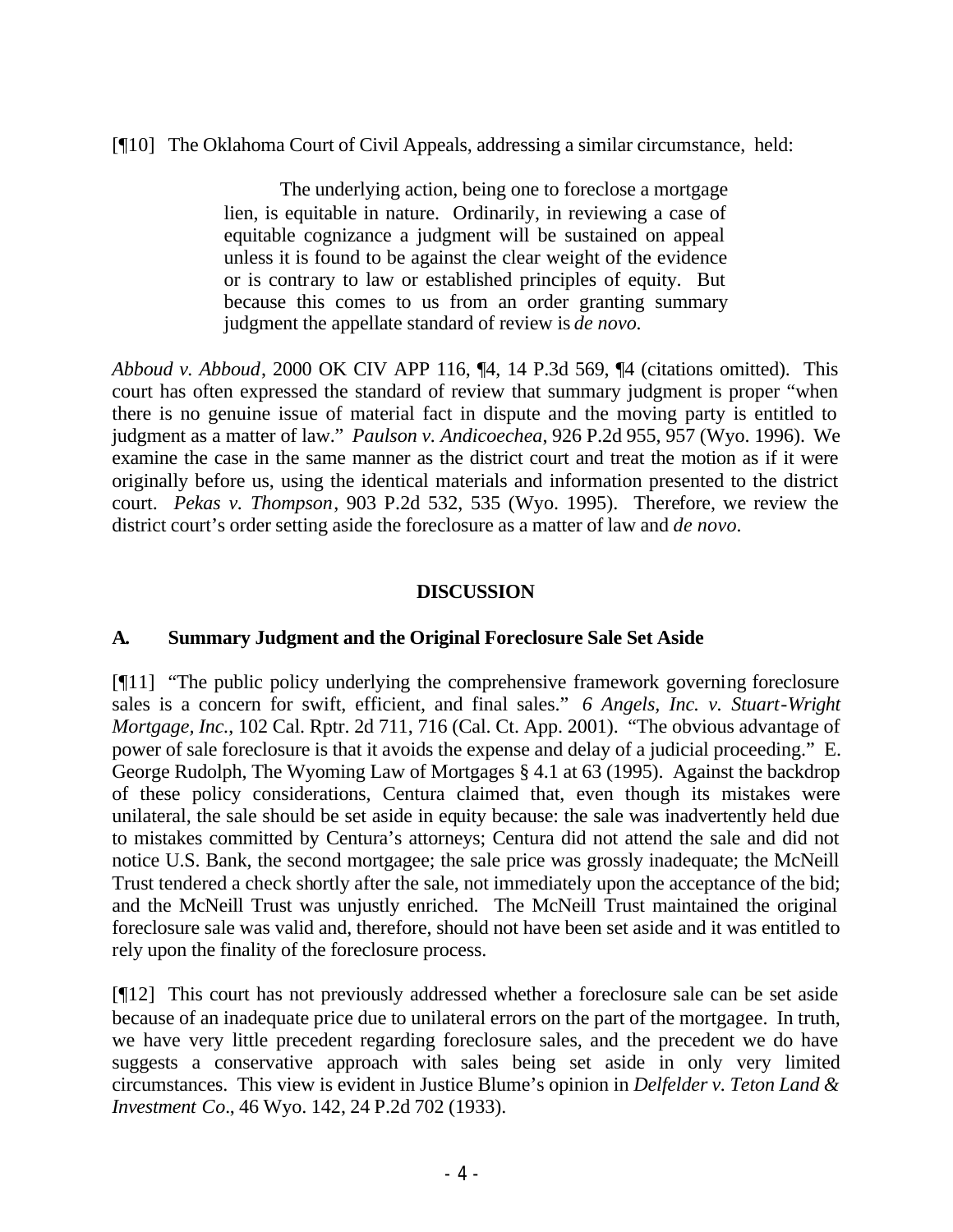[¶10] The Oklahoma Court of Civil Appeals, addressing a similar circumstance, held:

> The underlying action, being one to foreclose a mortgage lien, is equitable in nature. Ordinarily, in reviewing a case of equitable cognizance a judgment will be sustained on appeal unless it is found to be against the clear weight of the evidence or is contrary to law or established principles of equity. But because this comes to us from an order granting summary judgment the appellate standard of review is *de novo.*

*Abboud v. Abboud*, 2000 OK CIV APP 116, ¶4, 14 P.3d 569, ¶4 (citations omitted). This court has often expressed the standard of review that summary judgment is proper "when there is no genuine issue of material fact in dispute and the moving party is entitled to judgment as a matter of law." *Paulson v. Andicoechea*, 926 P.2d 955, 957 (Wyo. 1996). We examine the case in the same manner as the district court and treat the motion as if it were originally before us, using the identical materials and information presented to the district court. *Pekas v. Thompson*, 903 P.2d 532, 535 (Wyo. 1995). Therefore, we review the district court's order setting aside the foreclosure as a matter of law and *de novo*.

## DISCUSSION

### A. Summary Judgment and the Original Foreclosure Sale Set Aside

[¶11] "The public policy underlying the comprehensive framework governing foreclosure sales is a concern for swift, efficient, and final sales." *6 Angels, Inc. v. Stuart-Wright Mortgage, Inc.*, 102 Cal. Rptr. 2d 711, 716 (Cal. Ct. App. 2001). "The obvious advantage of power of sale foreclosure is that it avoids the expense and delay of a judicial proceeding." E. George Rudolph, The Wyoming Law of Mortgages § 4.1 at 63 (1995). Against the backdrop of these policy considerations, Centura claimed that, even though its mistakes were unilateral, the sale should be set aside in equity because: the sale was inadvertently held due to mistakes committed by Centura's attorneys; Centura did not attend the sale and did not notice U.S. Bank, the second mortgagee; the sale price was grossly inadequate; the McNeill Trust tendered a check shortly after the sale, not immediately upon the acceptance of the bid; and the McNeill Trust was unjustly enriched. The McNeill Trust maintained the original foreclosure sale was valid and, therefore, should not have been set aside and it was entitled to rely upon the finality of the foreclosure process.

[¶12] This court has not previously addressed whether a foreclosure sale can be set aside because of an inadequate price due to unilateral errors on the part of the mortgagee. In truth, we have very little precedent regarding foreclosure sales, and the precedent we do have suggests a conservative approach with sales being set aside in only very limited circumstances. This view is evident in Justice Blume's opinion in *Delfelder v. Teton Land & Investment Co*., 46 Wyo. 142, 24 P.2d 702 (1933).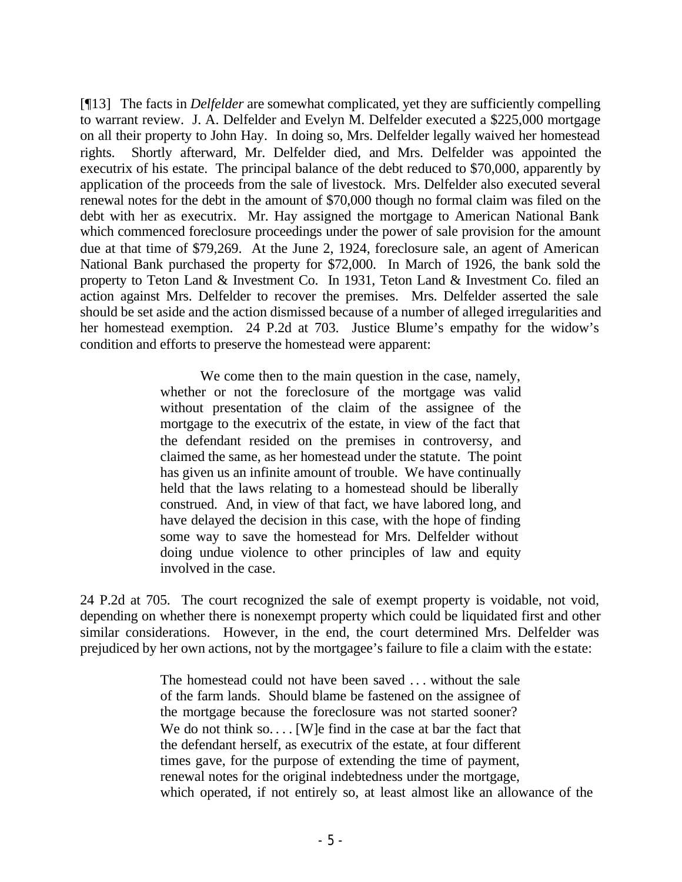[¶13] The facts in *Delfelder* are somewhat complicated, yet they are sufficiently compelling to warrant review. J. A. Delfelder and Evelyn M. Delfelder executed a $225,000 mortgage on all their property to John Hay. In doing so, Mrs. Delfelder legally waived her homestead rights. Shortly afterward, Mr. Delfelder died, and Mrs. Delfelder was appointed the executrix of his estate. The principal balance of the debt reduced to $70,000, apparently by application of the proceeds from the sale of livestock. Mrs. Delfelder also executed several renewal notes for the debt in the amount of $70,000 though no formal claim was filed on the debt with her as executrix. Mr. Hay assigned the mortgage to American National Bank which commenced foreclosure proceedings under the power of sale provision for the amount due at that time of $79,269. At the June 2, 1924, foreclosure sale, an agent of American National Bank purchased the property for $72,000. In March of 1926, the bank sold the property to Teton Land & Investment Co. In 1931, Teton Land & Investment Co. filed an action against Mrs. Delfelder to recover the premises. Mrs. Delfelder asserted the sale should be set aside and the action dismissed because of a number of alleged irregularities and her homestead exemption. 24 P.2d at 703. Justice Blume's empathy for the widow's condition and efforts to preserve the homestead were apparent:

> We come then to the main question in the case, namely, whether or not the foreclosure of the mortgage was valid without presentation of the claim of the assignee of the mortgage to the executrix of the estate, in view of the fact that the defendant resided on the premises in controversy, and claimed the same, as her homestead under the statute. The point has given us an infinite amount of trouble. We have continually held that the laws relating to a homestead should be liberally construed. And, in view of that fact, we have labored long, and have delayed the decision in this case, with the hope of finding some way to save the homestead for Mrs. Delfelder without doing undue violence to other principles of law and equity involved in the case.

24 P.2d at 705. The court recognized the sale of exempt property is voidable, not void, depending on whether there is nonexempt property which could be liquidated first and other similar considerations. However, in the end, the court determined Mrs. Delfelder was prejudiced by her own actions, not by the mortgagee's failure to file a claim with the estate:

> The homestead could not have been saved . . . without the sale of the farm lands. Should blame be fastened on the assignee of the mortgage because the foreclosure was not started sooner? We do not think so. . . . [W]e find in the case at bar the fact that the defendant herself, as executrix of the estate, at four different times gave, for the purpose of extending the time of payment, renewal notes for the original indebtedness under the mortgage, which operated, if not entirely so, at least almost like an allowance of the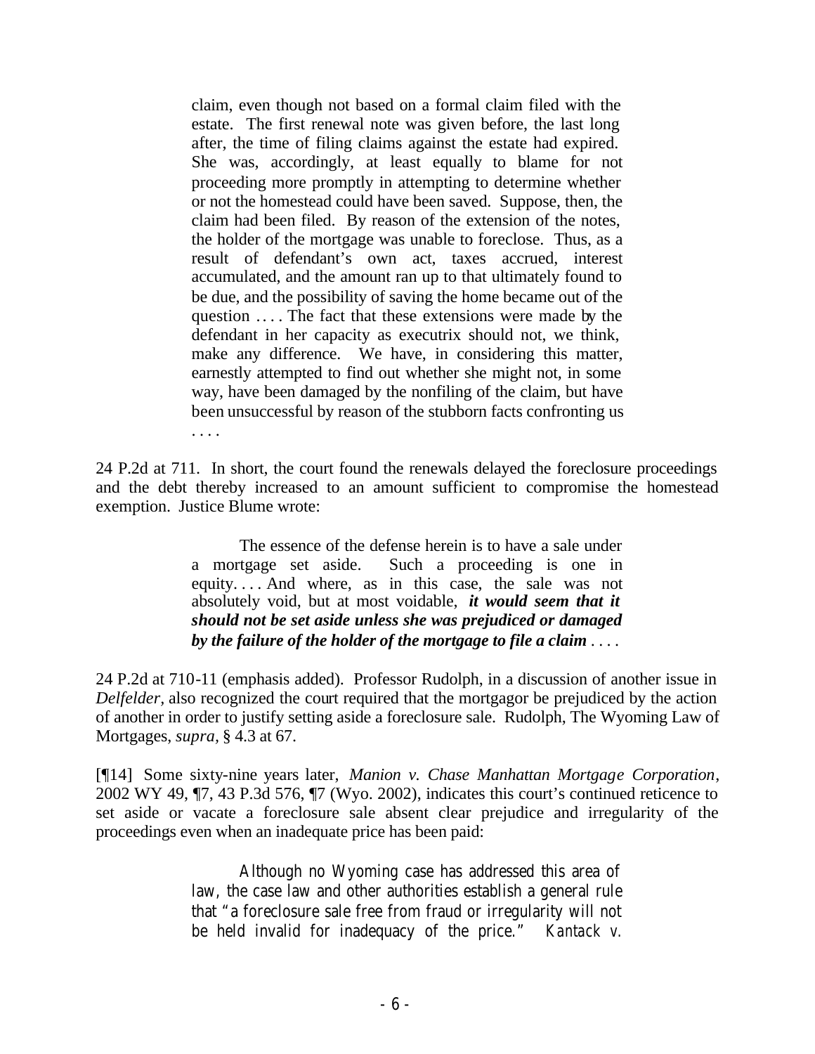> claim, even though not based on a formal claim filed with the estate. The first renewal note was given before, the last long after, the time of filing claims against the estate had expired. She was, accordingly, at least equally to blame for not proceeding more promptly in attempting to determine whether or not the homestead could have been saved. Suppose, then, the claim had been filed. By reason of the extension of the notes, the holder of the mortgage was unable to foreclose. Thus, as a result of defendant's own act, taxes accrued, interest accumulated, and the amount ran up to that ultimately found to be due, and the possibility of saving the home became out of the question . . . . The fact that these extensions were made by the defendant in her capacity as executrix should not, we think, make any difference. We have, in considering this matter, earnestly attempted to find out whether she might not, in some way, have been damaged by the nonfiling of the claim, but have been unsuccessful by reason of the stubborn facts confronting us . . . .

24 P.2d at 711. In short, the court found the renewals delayed the foreclosure proceedings and the debt thereby increased to an amount sufficient to compromise the homestead exemption. Justice Blume wrote:

> The essence of the defense herein is to have a sale under a mortgage set aside. Such a proceeding is one in equity. . . . And where, as in this case, the sale was not absolutely void, but at most voidable, ***it would seem that it should not be set aside unless she was prejudiced or damaged by the failure of the holder of the mortgage to file a claim*** . . . .

24 P.2d at 710-11 (emphasis added). Professor Rudolph, in a discussion of another issue in *Delfelder*, also recognized the court required that the mortgagor be prejudiced by the action of another in order to justify setting aside a foreclosure sale. Rudolph, The Wyoming Law of Mortgages, *supra*, § 4.3 at 67.

[¶14] Some sixty-nine years later, *Manion v. Chase Manhattan Mortgage Corporation*, 2002 WY 49, ¶7, 43 P.3d 576, ¶7 (Wyo. 2002), indicates this court's continued reticence to set aside or vacate a foreclosure sale absent clear prejudice and irregularity of the proceedings even when an inadequate price has been paid:

> Although no Wyoming case has addressed this area of law, the case law and other authorities establish a general rule that "a foreclosure sale free from fraud or irregularity will not be held invalid for inadequacy of the price." *Kantack v.*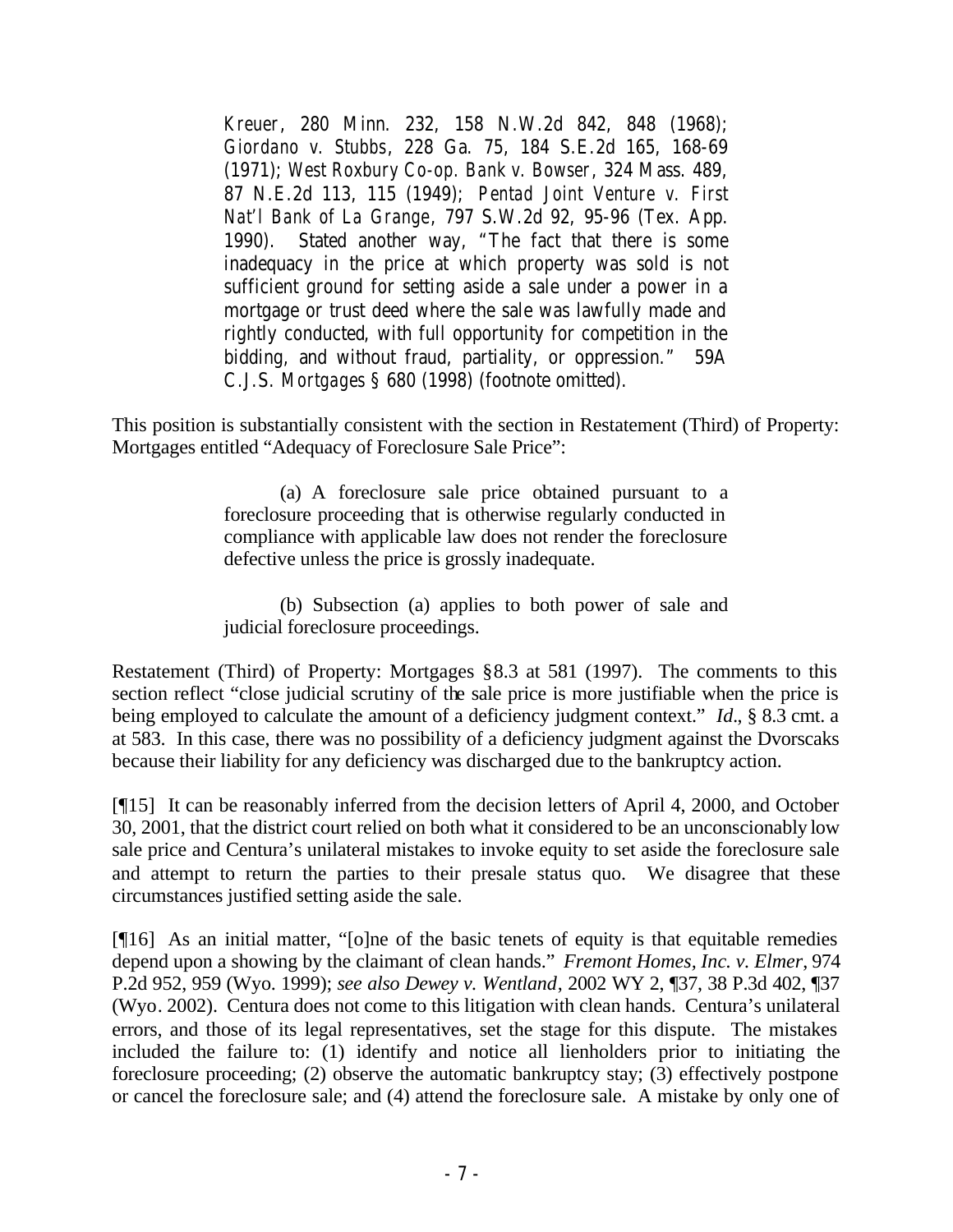> *Kreuer*, 280 Minn. 232, 158 N.W.2d 842, 848 (1968); *Giordano v. Stubbs*, 228 Ga. 75, 184 S.E.2d 165, 168-69 (1971); *West Roxbury Co-op. Bank v. Bowser*, 324 Mass. 489, 87 N.E.2d 113, 115 (1949); *Pentad Joint Venture v. First Nat'l Bank of La Grange*, 797 S.W.2d 92, 95-96 (Tex. App. 1990). Stated another way, "The fact that there is some inadequacy in the price at which property was sold is not sufficient ground for setting aside a sale under a power in a mortgage or trust deed where the sale was lawfully made and rightly conducted, with full opportunity for competition in the bidding, and without fraud, partiality, or oppression." 59A C.J.S. *Mortgages* § 680 (1998) (footnote omitted).

This position is substantially consistent with the section in Restatement (Third) of Property: Mortgages entitled "Adequacy of Foreclosure Sale Price":

> (a) A foreclosure sale price obtained pursuant to a foreclosure proceeding that is otherwise regularly conducted in compliance with applicable law does not render the foreclosure defective unless the price is grossly inadequate.
>
> (b) Subsection (a) applies to both power of sale and judicial foreclosure proceedings.

Restatement (Third) of Property: Mortgages §8.3 at 581 (1997). The comments to this section reflect "close judicial scrutiny of the sale price is more justifiable when the price is being employed to calculate the amount of a deficiency judgment context." *Id*., § 8.3 cmt. a at 583. In this case, there was no possibility of a deficiency judgment against the Dvorscaks because their liability for any deficiency was discharged due to the bankruptcy action.

[¶15] It can be reasonably inferred from the decision letters of April 4, 2000, and October 30, 2001, that the district court relied on both what it considered to be an unconscionably low sale price and Centura's unilateral mistakes to invoke equity to set aside the foreclosure sale and attempt to return the parties to their presale status quo. We disagree that these circumstances justified setting aside the sale.

[¶16] As an initial matter, "[o]ne of the basic tenets of equity is that equitable remedies depend upon a showing by the claimant of clean hands." *Fremont Homes, Inc. v. Elmer*, 974 P.2d 952, 959 (Wyo. 1999); *see also Dewey v. Wentland*, 2002 WY 2, ¶37, 38 P.3d 402, ¶37 (Wyo. 2002). Centura does not come to this litigation with clean hands. Centura's unilateral errors, and those of its legal representatives, set the stage for this dispute. The mistakes included the failure to: (1) identify and notice all lienholders prior to initiating the foreclosure proceeding; (2) observe the automatic bankruptcy stay; (3) effectively postpone or cancel the foreclosure sale; and (4) attend the foreclosure sale. A mistake by only one of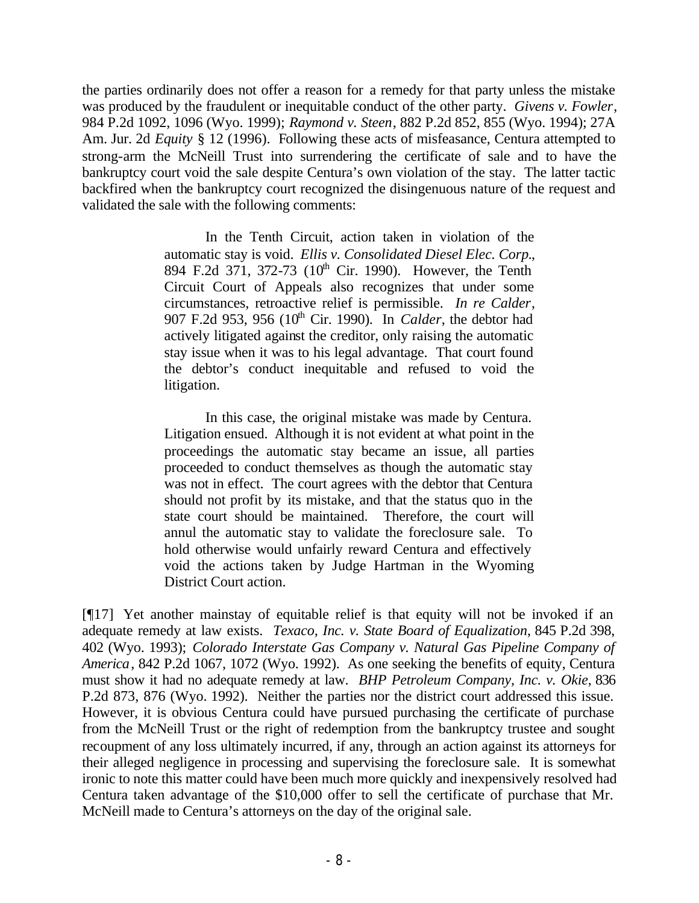the parties ordinarily does not offer a reason for a remedy for that party unless the mistake was produced by the fraudulent or inequitable conduct of the other party. *Givens v. Fowler*, 984 P.2d 1092, 1096 (Wyo. 1999); *Raymond v. Steen*, 882 P.2d 852, 855 (Wyo. 1994); 27A Am. Jur. 2d *Equity* § 12 (1996). Following these acts of misfeasance, Centura attempted to strong-arm the McNeill Trust into surrendering the certificate of sale and to have the bankruptcy court void the sale despite Centura's own violation of the stay. The latter tactic backfired when the bankruptcy court recognized the disingenuous nature of the request and validated the sale with the following comments:

> In the Tenth Circuit, action taken in violation of the automatic stay is void. *Ellis v. Consolidated Diesel Elec. Corp.*, 894 F.2d 371, 372-73 (10th Cir. 1990). However, the Tenth Circuit Court of Appeals also recognizes that under some circumstances, retroactive relief is permissible. *In re Calder*, 907 F.2d 953, 956 (10th Cir. 1990). In *Calder*, the debtor had actively litigated against the creditor, only raising the automatic stay issue when it was to his legal advantage. That court found the debtor's conduct inequitable and refused to void the litigation.
>
> In this case, the original mistake was made by Centura. Litigation ensued. Although it is not evident at what point in the proceedings the automatic stay became an issue, all parties proceeded to conduct themselves as though the automatic stay was not in effect. The court agrees with the debtor that Centura should not profit by its mistake, and that the status quo in the state court should be maintained. Therefore, the court will annul the automatic stay to validate the foreclosure sale. To hold otherwise would unfairly reward Centura and effectively void the actions taken by Judge Hartman in the Wyoming District Court action.

[¶17] Yet another mainstay of equitable relief is that equity will not be invoked if an adequate remedy at law exists. *Texaco, Inc. v. State Board of Equalization*, 845 P.2d 398, 402 (Wyo. 1993); *Colorado Interstate Gas Company v. Natural Gas Pipeline Company of America*, 842 P.2d 1067, 1072 (Wyo. 1992). As one seeking the benefits of equity, Centura must show it had no adequate remedy at law. *BHP Petroleum Company, Inc. v. Okie*, 836 P.2d 873, 876 (Wyo. 1992). Neither the parties nor the district court addressed this issue. However, it is obvious Centura could have pursued purchasing the certificate of purchase from the McNeill Trust or the right of redemption from the bankruptcy trustee and sought recoupment of any loss ultimately incurred, if any, through an action against its attorneys for their alleged negligence in processing and supervising the foreclosure sale. It is somewhat ironic to note this matter could have been much more quickly and inexpensively resolved had Centura taken advantage of the $10,000 offer to sell the certificate of purchase that Mr. McNeill made to Centura's attorneys on the day of the original sale.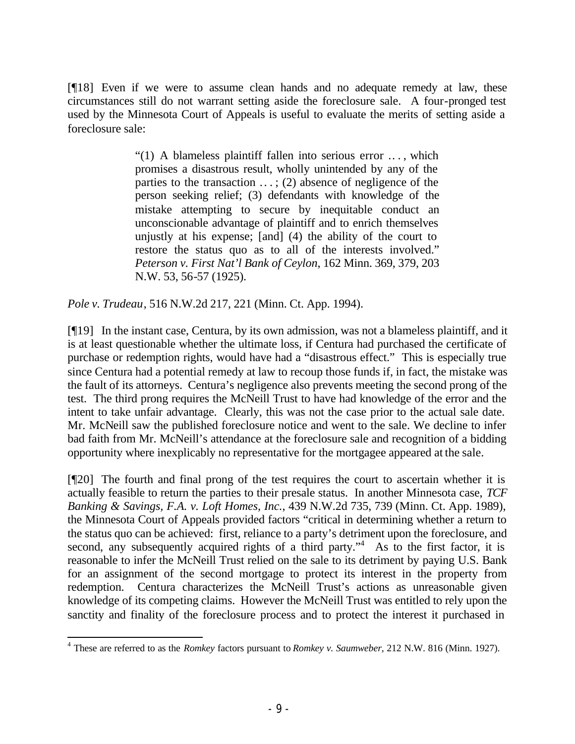[¶18] Even if we were to assume clean hands and no adequate remedy at law, these circumstances still do not warrant setting aside the foreclosure sale. A four-pronged test used by the Minnesota Court of Appeals is useful to evaluate the merits of setting aside a foreclosure sale:

> "(1) A blameless plaintiff fallen into serious error . . . , which promises a disastrous result, wholly unintended by any of the parties to the transaction . . . ; (2) absence of negligence of the person seeking relief; (3) defendants with knowledge of the mistake attempting to secure by inequitable conduct an unconscionable advantage of plaintiff and to enrich themselves unjustly at his expense; [and] (4) the ability of the court to restore the status quo as to all of the interests involved." *Peterson v. First Nat'l Bank of Ceylon*, 162 Minn. 369, 379, 203 N.W. 53, 56-57 (1925).

*Pole v. Trudeau*, 516 N.W.2d 217, 221 (Minn. Ct. App. 1994).

[¶19] In the instant case, Centura, by its own admission, was not a blameless plaintiff, and it is at least questionable whether the ultimate loss, if Centura had purchased the certificate of purchase or redemption rights, would have had a "disastrous effect." This is especially true since Centura had a potential remedy at law to recoup those funds if, in fact, the mistake was the fault of its attorneys. Centura's negligence also prevents meeting the second prong of the test. The third prong requires the McNeill Trust to have had knowledge of the error and the intent to take unfair advantage. Clearly, this was not the case prior to the actual sale date. Mr. McNeill saw the published foreclosure notice and went to the sale. We decline to infer bad faith from Mr. McNeill's attendance at the foreclosure sale and recognition of a bidding opportunity where inexplicably no representative for the mortgagee appeared at the sale.

[¶20] The fourth and final prong of the test requires the court to ascertain whether it is actually feasible to return the parties to their presale status. In another Minnesota case, *TCF Banking & Savings, F.A. v. Loft Homes, Inc.*, 439 N.W.2d 735, 739 (Minn. Ct. App. 1989), the Minnesota Court of Appeals provided factors "critical in determining whether a return to the status quo can be achieved: first, reliance to a party's detriment upon the foreclosure, and second, any subsequently acquired rights of a third party."[4] As to the first factor, it is reasonable to infer the McNeill Trust relied on the sale to its detriment by paying U.S. Bank for an assignment of the second mortgage to protect its interest in the property from redemption. Centura characterizes the McNeill Trust's actions as unreasonable given knowledge of its competing claims. However the McNeill Trust was entitled to rely upon the sanctity and finality of the foreclosure process and to protect the interest it purchased in

[4] These are referred to as the *Romkey* factors pursuant to *Romkey v. Saumweber*, 212 N.W. 816 (Minn. 1927).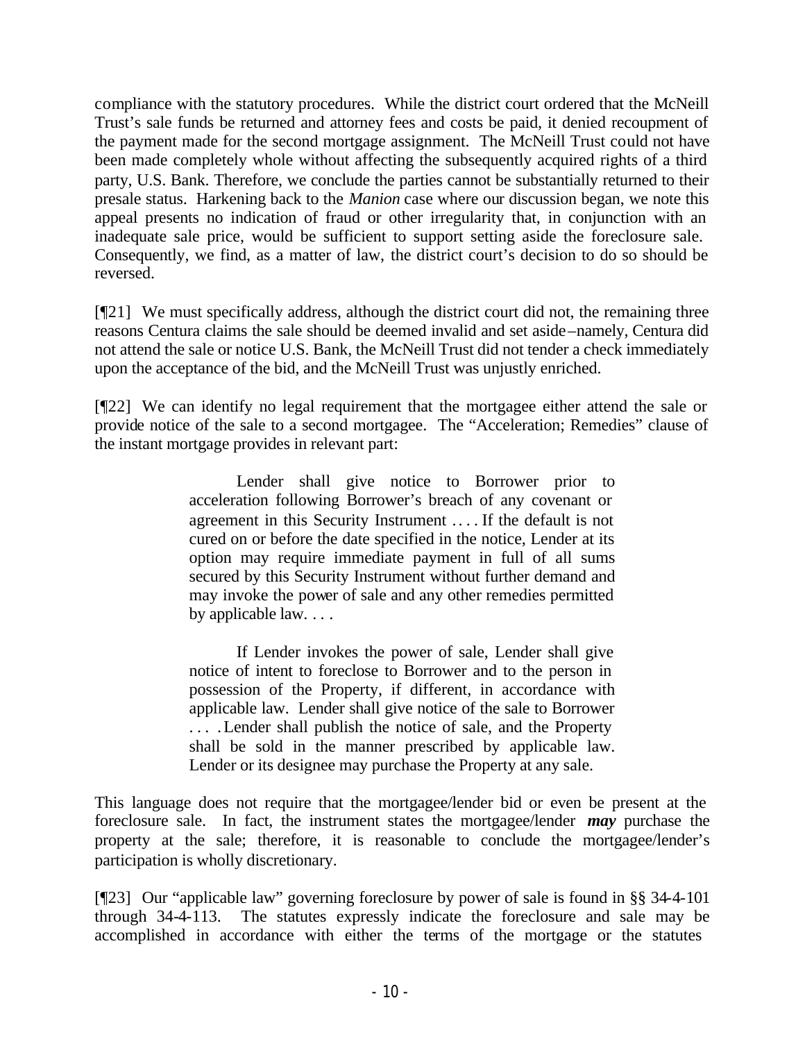compliance with the statutory procedures. While the district court ordered that the McNeill Trust's sale funds be returned and attorney fees and costs be paid, it denied recoupment of the payment made for the second mortgage assignment. The McNeill Trust could not have been made completely whole without affecting the subsequently acquired rights of a third party, U.S. Bank. Therefore, we conclude the parties cannot be substantially returned to their presale status. Harkening back to the *Manion* case where our discussion began, we note this appeal presents no indication of fraud or other irregularity that, in conjunction with an inadequate sale price, would be sufficient to support setting aside the foreclosure sale. Consequently, we find, as a matter of law, the district court's decision to do so should be reversed.

[¶21] We must specifically address, although the district court did not, the remaining three reasons Centura claims the sale should be deemed invalid and set aside–namely, Centura did not attend the sale or notice U.S. Bank, the McNeill Trust did not tender a check immediately upon the acceptance of the bid, and the McNeill Trust was unjustly enriched.

[¶22] We can identify no legal requirement that the mortgagee either attend the sale or provide notice of the sale to a second mortgagee. The "Acceleration; Remedies" clause of the instant mortgage provides in relevant part:

> Lender shall give notice to Borrower prior to acceleration following Borrower's breach of any covenant or agreement in this Security Instrument . . . . If the default is not cured on or before the date specified in the notice, Lender at its option may require immediate payment in full of all sums secured by this Security Instrument without further demand and may invoke the power of sale and any other remedies permitted by applicable law. . . .
>
> If Lender invokes the power of sale, Lender shall give notice of intent to foreclose to Borrower and to the person in possession of the Property, if different, in accordance with applicable law. Lender shall give notice of the sale to Borrower . . . . Lender shall publish the notice of sale, and the Property shall be sold in the manner prescribed by applicable law. Lender or its designee may purchase the Property at any sale.

This language does not require that the mortgagee/lender bid or even be present at the foreclosure sale. In fact, the instrument states the mortgagee/lender ***may*** purchase the property at the sale; therefore, it is reasonable to conclude the mortgagee/lender's participation is wholly discretionary.

[¶23] Our "applicable law" governing foreclosure by power of sale is found in §§ 34-4-101 through 34-4-113. The statutes expressly indicate the foreclosure and sale may be accomplished in accordance with either the terms of the mortgage or the statutes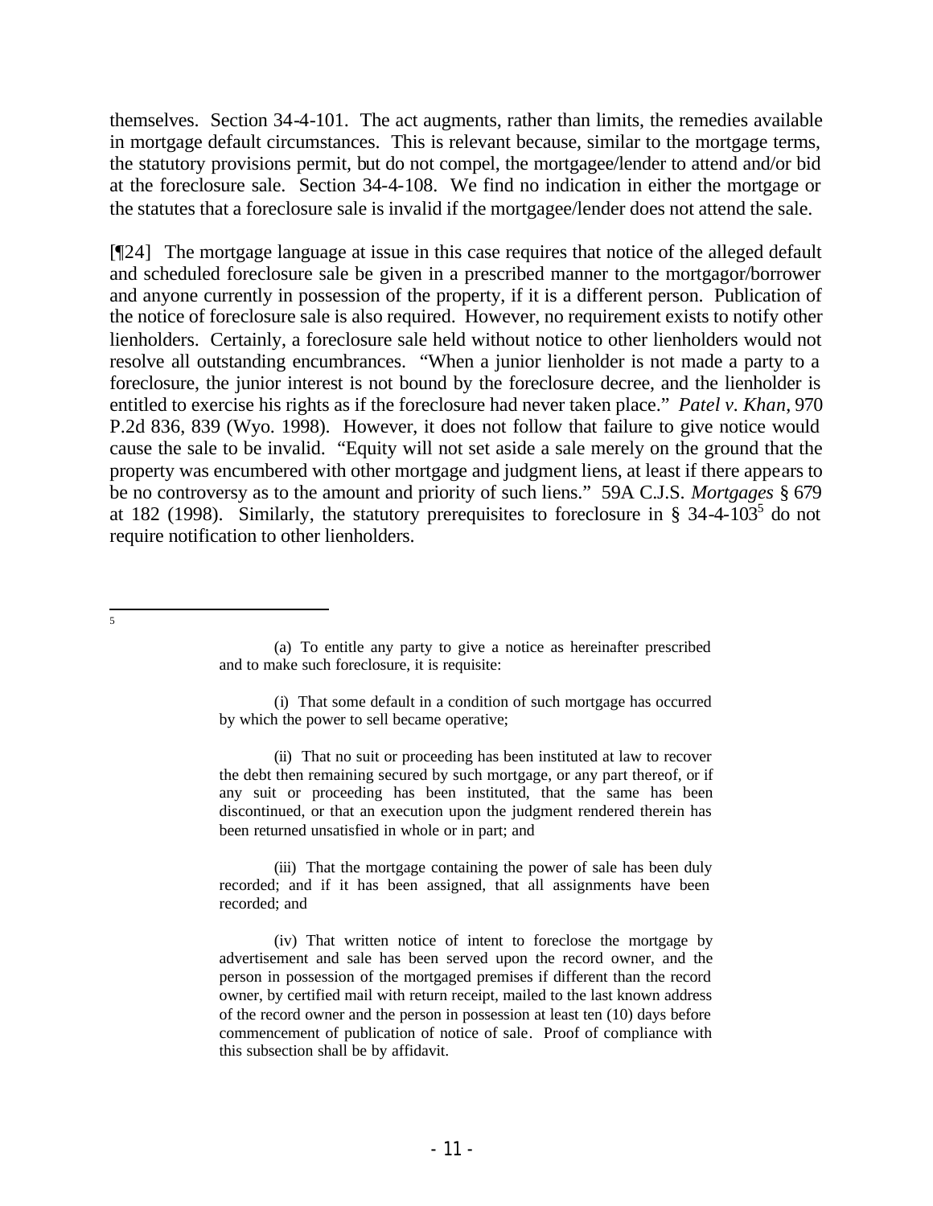themselves. Section 34-4-101. The act augments, rather than limits, the remedies available in mortgage default circumstances. This is relevant because, similar to the mortgage terms, the statutory provisions permit, but do not compel, the mortgagee/lender to attend and/or bid at the foreclosure sale. Section 34-4-108. We find no indication in either the mortgage or the statutes that a foreclosure sale is invalid if the mortgagee/lender does not attend the sale.

[¶24] The mortgage language at issue in this case requires that notice of the alleged default and scheduled foreclosure sale be given in a prescribed manner to the mortgagor/borrower and anyone currently in possession of the property, if it is a different person. Publication of the notice of foreclosure sale is also required. However, no requirement exists to notify other lienholders. Certainly, a foreclosure sale held without notice to other lienholders would not resolve all outstanding encumbrances. "When a junior lienholder is not made a party to a foreclosure, the junior interest is not bound by the foreclosure decree, and the lienholder is entitled to exercise his rights as if the foreclosure had never taken place." *Patel v. Khan*, 970 P.2d 836, 839 (Wyo. 1998). However, it does not follow that failure to give notice would cause the sale to be invalid. "Equity will not set aside a sale merely on the ground that the property was encumbered with other mortgage and judgment liens, at least if there appears to be no controversy as to the amount and priority of such liens." 59A C.J.S. *Mortgages* § 679 at 182 (1998). Similarly, the statutory prerequisites to foreclosure in § 34-4-103[5] do not require notification to other lienholders.

---

[5]

> (a) To entitle any party to give a notice as hereinafter prescribed and to make such foreclosure, it is requisite:
>
> (i) That some default in a condition of such mortgage has occurred by which the power to sell became operative;
>
> (ii) That no suit or proceeding has been instituted at law to recover the debt then remaining secured by such mortgage, or any part thereof, or if any suit or proceeding has been instituted, that the same has been discontinued, or that an execution upon the judgment rendered therein has been returned unsatisfied in whole or in part; and
>
> (iii) That the mortgage containing the power of sale has been duly recorded; and if it has been assigned, that all assignments have been recorded; and
>
> (iv) That written notice of intent to foreclose the mortgage by advertisement and sale has been served upon the record owner, and the person in possession of the mortgaged premises if different than the record owner, by certified mail with return receipt, mailed to the last known address of the record owner and the person in possession at least ten (10) days before commencement of publication of notice of sale. Proof of compliance with this subsection shall be by affidavit.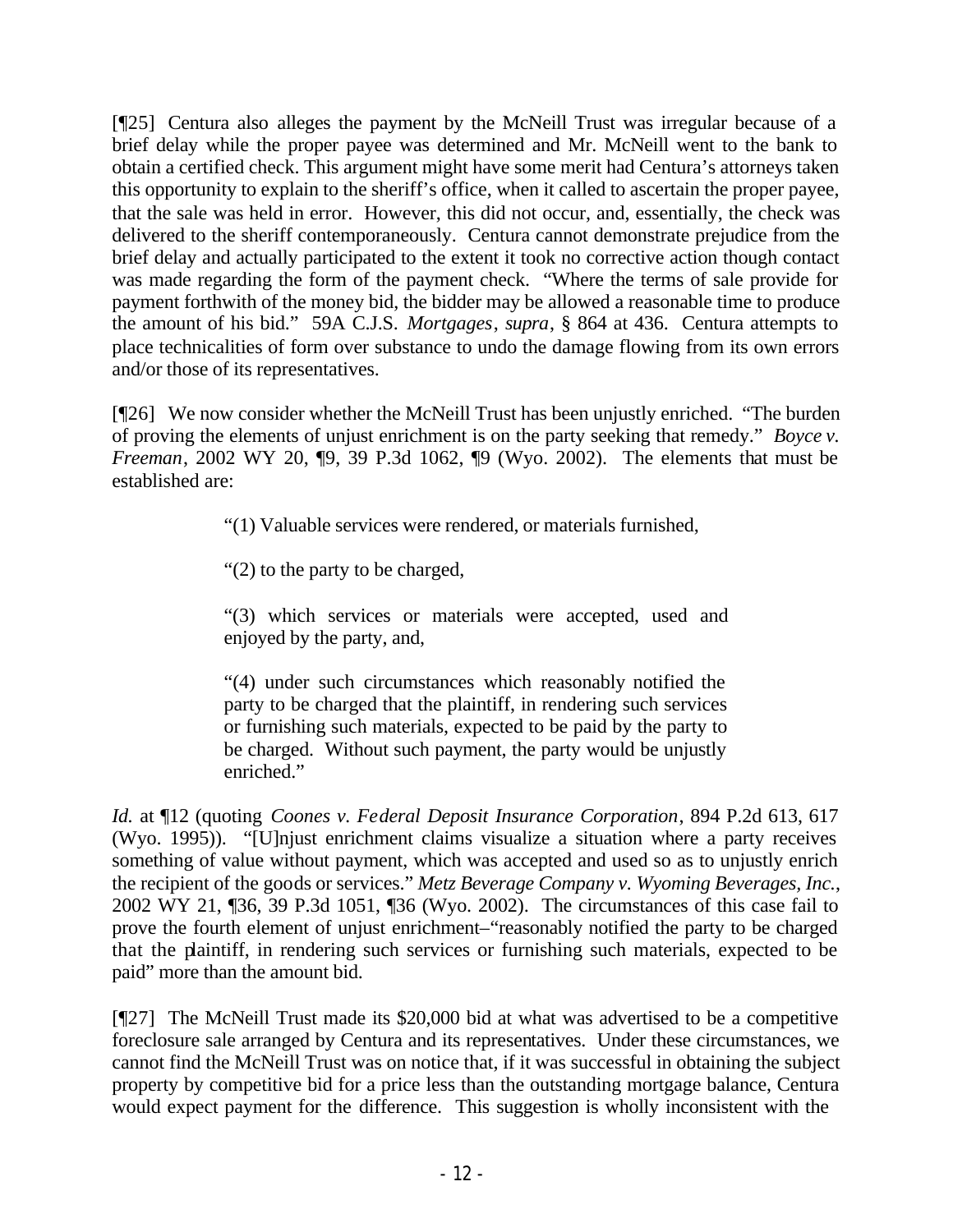[¶25] Centura also alleges the payment by the McNeill Trust was irregular because of a brief delay while the proper payee was determined and Mr. McNeill went to the bank to obtain a certified check. This argument might have some merit had Centura's attorneys taken this opportunity to explain to the sheriff's office, when it called to ascertain the proper payee, that the sale was held in error. However, this did not occur, and, essentially, the check was delivered to the sheriff contemporaneously. Centura cannot demonstrate prejudice from the brief delay and actually participated to the extent it took no corrective action though contact was made regarding the form of the payment check. "Where the terms of sale provide for payment forthwith of the money bid, the bidder may be allowed a reasonable time to produce the amount of his bid." 59A C.J.S. *Mortgages*, *supra*, § 864 at 436. Centura attempts to place technicalities of form over substance to undo the damage flowing from its own errors and/or those of its representatives.

[¶26] We now consider whether the McNeill Trust has been unjustly enriched. "The burden of proving the elements of unjust enrichment is on the party seeking that remedy." *Boyce v. Freeman*, 2002 WY 20, ¶9, 39 P.3d 1062, ¶9 (Wyo. 2002). The elements that must be established are:

> "(1) Valuable services were rendered, or materials furnished,
>
> "(2) to the party to be charged,
>
> "(3) which services or materials were accepted, used and enjoyed by the party, and,
>
> "(4) under such circumstances which reasonably notified the party to be charged that the plaintiff, in rendering such services or furnishing such materials, expected to be paid by the party to be charged. Without such payment, the party would be unjustly enriched."

*Id.* at ¶12 (quoting *Coones v. Federal Deposit Insurance Corporation*, 894 P.2d 613, 617 (Wyo. 1995)). "[U]njust enrichment claims visualize a situation where a party receives something of value without payment, which was accepted and used so as to unjustly enrich the recipient of the goods or services." *Metz Beverage Company v. Wyoming Beverages, Inc.*, 2002 WY 21, ¶36, 39 P.3d 1051, ¶36 (Wyo. 2002). The circumstances of this case fail to prove the fourth element of unjust enrichment–"reasonably notified the party to be charged that the plaintiff, in rendering such services or furnishing such materials, expected to be paid" more than the amount bid.

[¶27] The McNeill Trust made its $20,000 bid at what was advertised to be a competitive foreclosure sale arranged by Centura and its representatives. Under these circumstances, we cannot find the McNeill Trust was on notice that, if it was successful in obtaining the subject property by competitive bid for a price less than the outstanding mortgage balance, Centura would expect payment for the difference. This suggestion is wholly inconsistent with the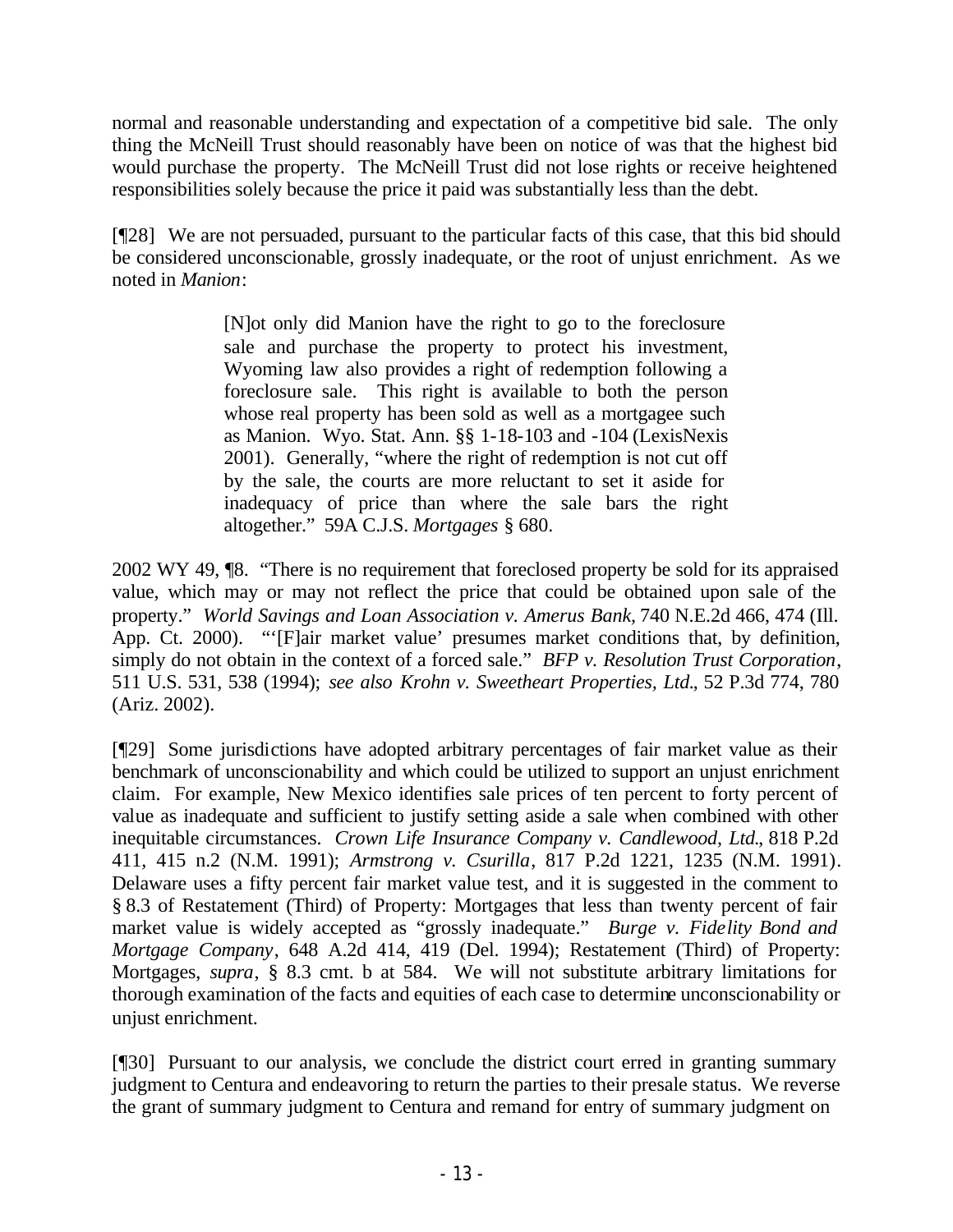normal and reasonable understanding and expectation of a competitive bid sale. The only thing the McNeill Trust should reasonably have been on notice of was that the highest bid would purchase the property. The McNeill Trust did not lose rights or receive heightened responsibilities solely because the price it paid was substantially less than the debt.

[¶28] We are not persuaded, pursuant to the particular facts of this case, that this bid should be considered unconscionable, grossly inadequate, or the root of unjust enrichment. As we noted in *Manion*:

> [N]ot only did Manion have the right to go to the foreclosure sale and purchase the property to protect his investment, Wyoming law also provides a right of redemption following a foreclosure sale. This right is available to both the person whose real property has been sold as well as a mortgagee such as Manion. Wyo. Stat. Ann. §§ 1-18-103 and -104 (LexisNexis 2001). Generally, "where the right of redemption is not cut off by the sale, the courts are more reluctant to set it aside for inadequacy of price than where the sale bars the right altogether." 59A C.J.S. *Mortgages* § 680.

2002 WY 49, ¶8. "There is no requirement that foreclosed property be sold for its appraised value, which may or may not reflect the price that could be obtained upon sale of the property." *World Savings and Loan Association v. Amerus Bank*, 740 N.E.2d 466, 474 (Ill. App. Ct. 2000). "'[F]air market value' presumes market conditions that, by definition, simply do not obtain in the context of a forced sale." *BFP v. Resolution Trust Corporation*, 511 U.S. 531, 538 (1994); *see also Krohn v. Sweetheart Properties, Ltd.*, 52 P.3d 774, 780 (Ariz. 2002).

[¶29] Some jurisdictions have adopted arbitrary percentages of fair market value as their benchmark of unconscionability and which could be utilized to support an unjust enrichment claim. For example, New Mexico identifies sale prices of ten percent to forty percent of value as inadequate and sufficient to justify setting aside a sale when combined with other inequitable circumstances. *Crown Life Insurance Company v. Candlewood, Ltd.*, 818 P.2d 411, 415 n.2 (N.M. 1991); *Armstrong v. Csurilla*, 817 P.2d 1221, 1235 (N.M. 1991). Delaware uses a fifty percent fair market value test, and it is suggested in the comment to § 8.3 of Restatement (Third) of Property: Mortgages that less than twenty percent of fair market value is widely accepted as "grossly inadequate." *Burge v. Fidelity Bond and Mortgage Company*, 648 A.2d 414, 419 (Del. 1994); Restatement (Third) of Property: Mortgages, *supra*, § 8.3 cmt. b at 584. We will not substitute arbitrary limitations for thorough examination of the facts and equities of each case to determine unconscionability or unjust enrichment.

[¶30] Pursuant to our analysis, we conclude the district court erred in granting summary judgment to Centura and endeavoring to return the parties to their presale status. We reverse the grant of summary judgment to Centura and remand for entry of summary judgment on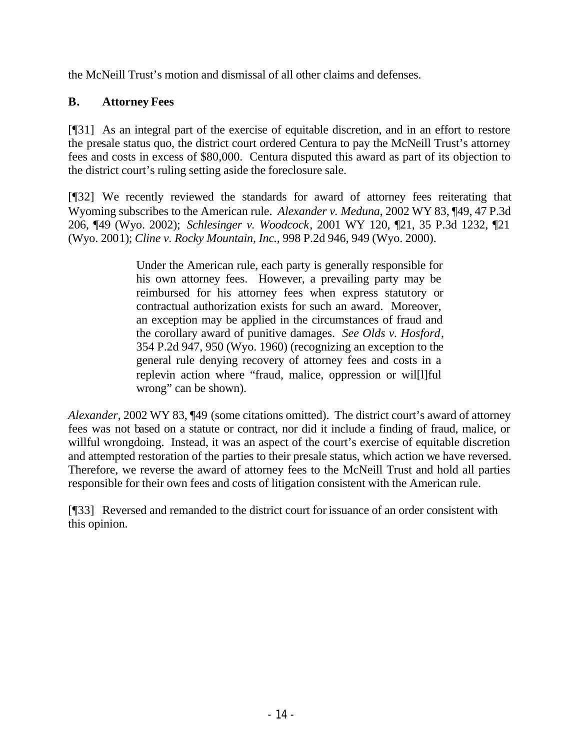the McNeill Trust's motion and dismissal of all other claims and defenses.

### B. Attorney Fees

[¶31] As an integral part of the exercise of equitable discretion, and in an effort to restore the presale status quo, the district court ordered Centura to pay the McNeill Trust's attorney fees and costs in excess of $80,000. Centura disputed this award as part of its objection to the district court's ruling setting aside the foreclosure sale.

[¶32] We recently reviewed the standards for award of attorney fees reiterating that Wyoming subscribes to the American rule. *Alexander v. Meduna*, 2002 WY 83, ¶49, 47 P.3d 206, ¶49 (Wyo. 2002); *Schlesinger v. Woodcock*, 2001 WY 120, ¶21, 35 P.3d 1232, ¶21 (Wyo. 2001); *Cline v. Rocky Mountain, Inc.*, 998 P.2d 946, 949 (Wyo. 2000).

> Under the American rule, each party is generally responsible for his own attorney fees. However, a prevailing party may be reimbursed for his attorney fees when express statutory or contractual authorization exists for such an award. Moreover, an exception may be applied in the circumstances of fraud and the corollary award of punitive damages. *See Olds v. Hosford*, 354 P.2d 947, 950 (Wyo. 1960) (recognizing an exception to the general rule denying recovery of attorney fees and costs in a replevin action where "fraud, malice, oppression or wil[l]ful wrong" can be shown).

*Alexander*, 2002 WY 83, ¶49 (some citations omitted). The district court's award of attorney fees was not based on a statute or contract, nor did it include a finding of fraud, malice, or willful wrongdoing. Instead, it was an aspect of the court's exercise of equitable discretion and attempted restoration of the parties to their presale status, which action we have reversed. Therefore, we reverse the award of attorney fees to the McNeill Trust and hold all parties responsible for their own fees and costs of litigation consistent with the American rule.

[¶33] Reversed and remanded to the district court for issuance of an order consistent with this opinion.